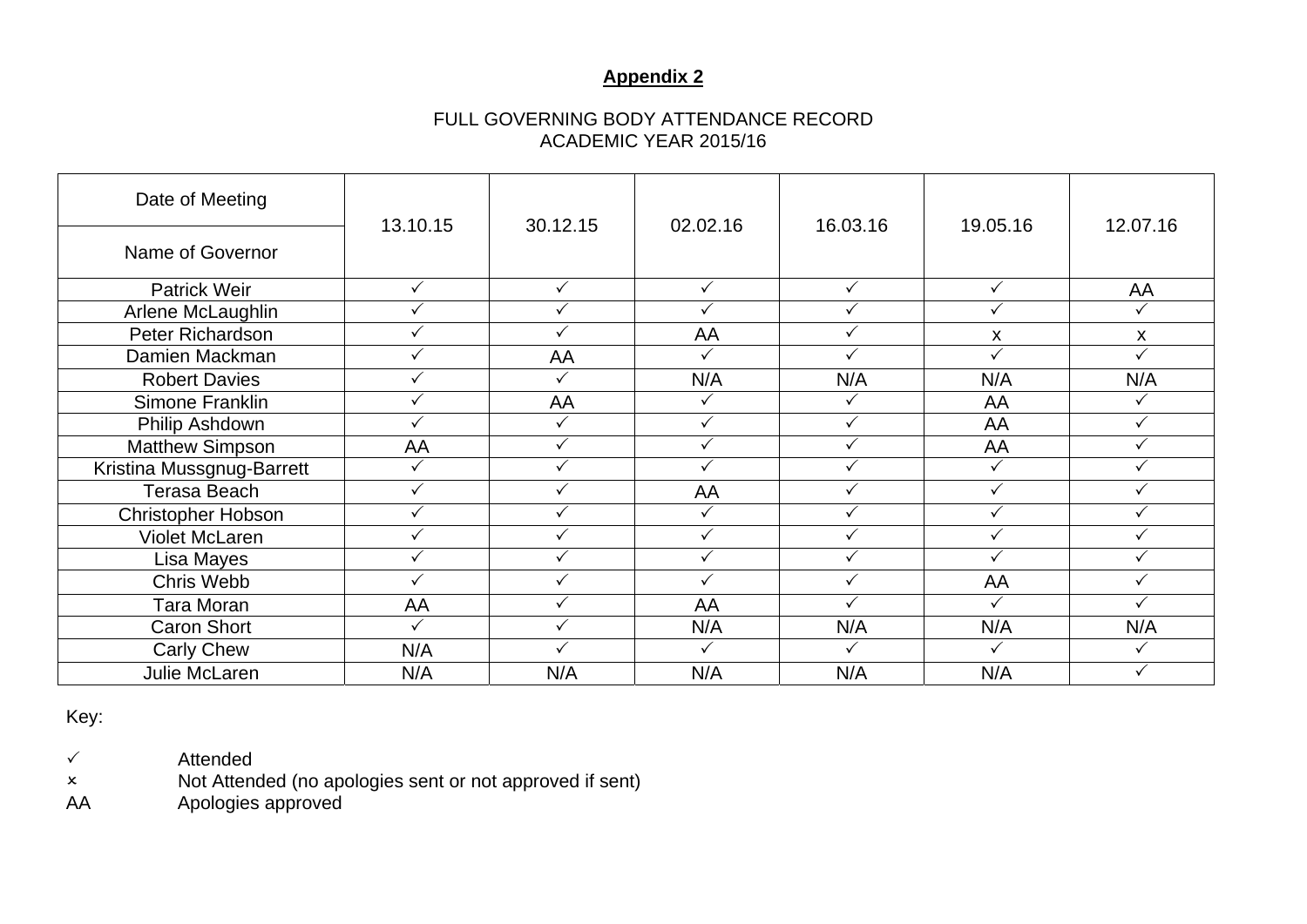**Appendix 2**

FULL GOVERNING BODY ATTENDANCE RECORD
ACADEMIC YEAR 2015/16

| Date of Meeting / Name of Governor | 13.10.15 | 30.12.15 | 02.02.16 | 16.03.16 | 19.05.16 | 12.07.16 |
|---|---|---|---|---|---|---|
| Patrick Weir | ✓ | ✓ | ✓ | ✓ | ✓ | AA |
| Arlene McLaughlin | ✓ | ✓ | ✓ | ✓ | ✓ | ✓ |
| Peter Richardson | ✓ | ✓ | AA | ✓ | x | x |
| Damien Mackman | ✓ | AA | ✓ | ✓ | ✓ | ✓ |
| Robert Davies | ✓ | ✓ | N/A | N/A | N/A | N/A |
| Simone Franklin | ✓ | AA | ✓ | ✓ | AA | ✓ |
| Philip Ashdown | ✓ | ✓ | ✓ | ✓ | AA | ✓ |
| Matthew Simpson | AA | ✓ | ✓ | ✓ | AA | ✓ |
| Kristina Mussgnug-Barrett | ✓ | ✓ | ✓ | ✓ | ✓ | ✓ |
| Terasa Beach | ✓ | ✓ | AA | ✓ | ✓ | ✓ |
| Christopher Hobson | ✓ | ✓ | ✓ | ✓ | ✓ | ✓ |
| Violet McLaren | ✓ | ✓ | ✓ | ✓ | ✓ | ✓ |
| Lisa Mayes | ✓ | ✓ | ✓ | ✓ | ✓ | ✓ |
| Chris Webb | ✓ | ✓ | ✓ | ✓ | AA | ✓ |
| Tara Moran | AA | ✓ | AA | ✓ | ✓ | ✓ |
| Caron Short | ✓ | ✓ | N/A | N/A | N/A | N/A |
| Carly Chew | N/A | ✓ | ✓ | ✓ | ✓ | ✓ |
| Julie McLaren | N/A | N/A | N/A | N/A | N/A | ✓ |

Key:

✓ Attended

× Not Attended (no apologies sent or not approved if sent)

AA Apologies approved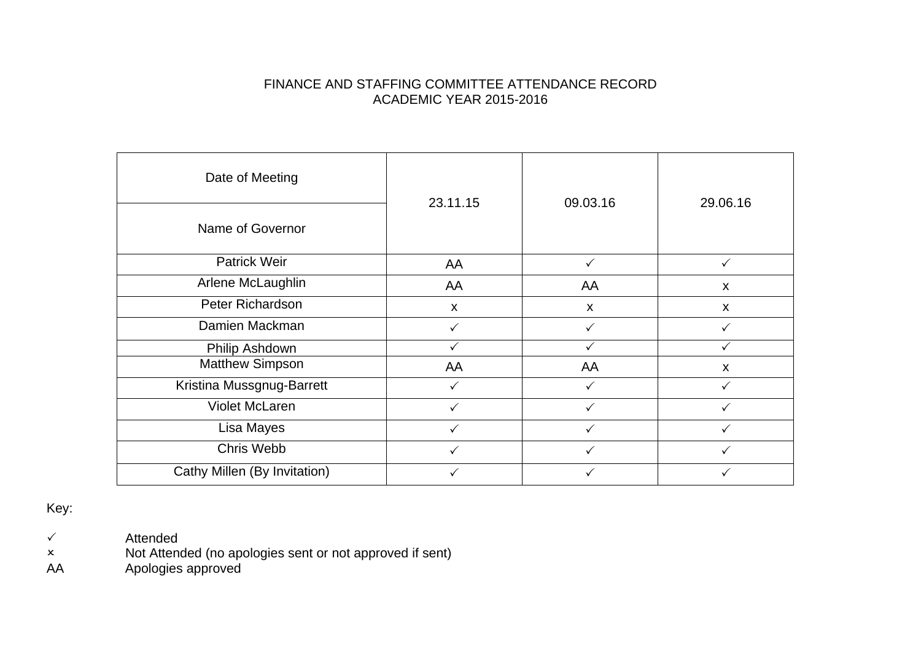FINANCE AND STAFFING COMMITTEE ATTENDANCE RECORD
ACADEMIC YEAR 2015-2016

| Date of Meeting / Name of Governor | 23.11.15 | 09.03.16 | 29.06.16 |
|---|---|---|---|
| Patrick Weir | AA | ✓ | ✓ |
| Arlene McLaughlin | AA | AA | x |
| Peter Richardson | x | x | x |
| Damien Mackman | ✓ | ✓ | ✓ |
| Philip Ashdown | ✓ | ✓ | ✓ |
| Matthew Simpson | AA | AA | x |
| Kristina Mussgnug-Barrett | ✓ | ✓ | ✓ |
| Violet McLaren | ✓ | ✓ | ✓ |
| Lisa Mayes | ✓ | ✓ | ✓ |
| Chris Webb | ✓ | ✓ | ✓ |
| Cathy Millen (By Invitation) | ✓ | ✓ | ✓ |

Key:

✓ Attended
× Not Attended (no apologies sent or not approved if sent)
AA Apologies approved